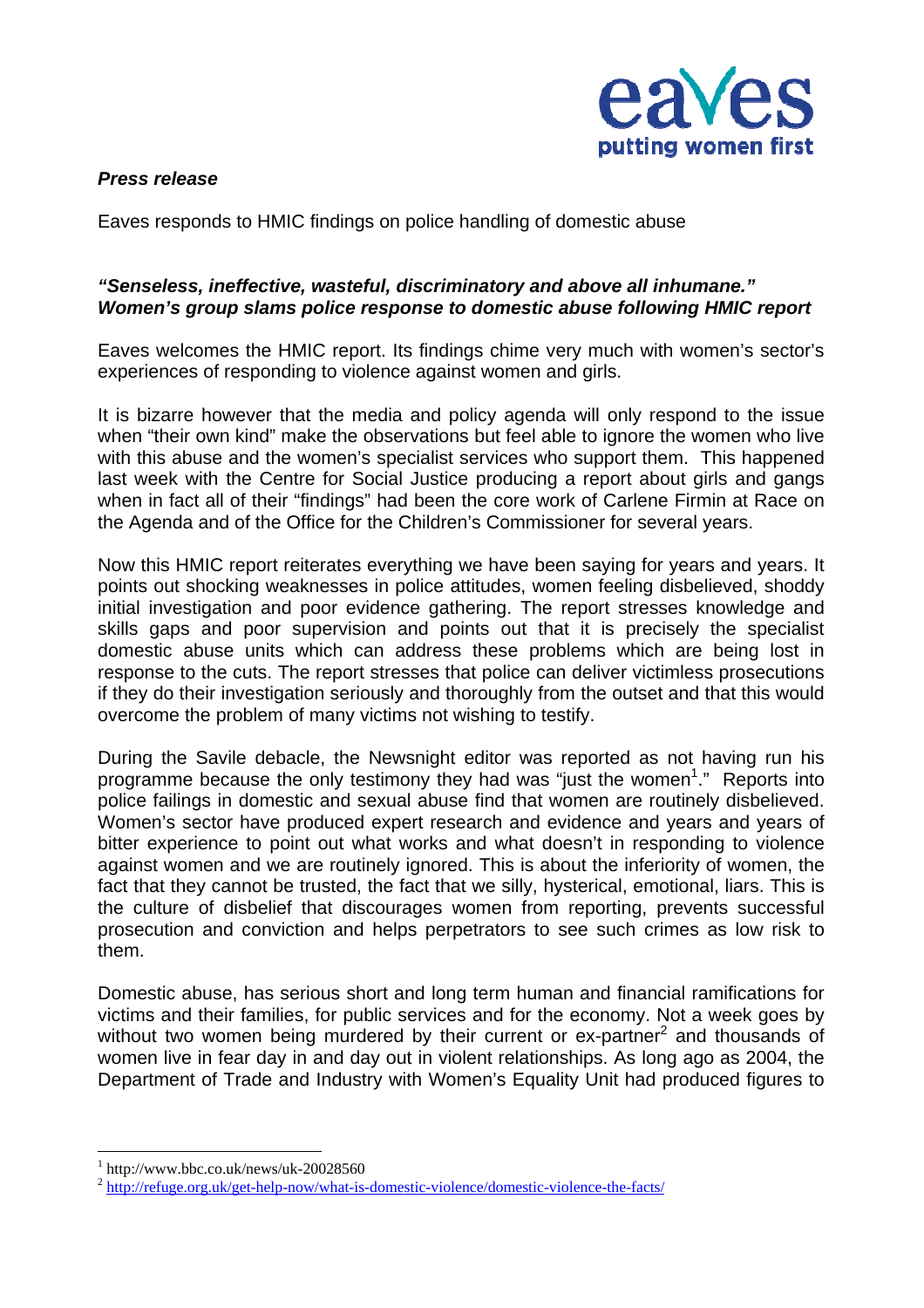eaves
putting women first

***Press release***

Eaves responds to HMIC findings on police handling of domestic abuse

***"Senseless, ineffective, wasteful, discriminatory and above all inhumane." Women's group slams police response to domestic abuse following HMIC report***

Eaves welcomes the HMIC report. Its findings chime very much with women's sector's experiences of responding to violence against women and girls.

It is bizarre however that the media and policy agenda will only respond to the issue when "their own kind" make the observations but feel able to ignore the women who live with this abuse and the women's specialist services who support them. This happened last week with the Centre for Social Justice producing a report about girls and gangs when in fact all of their "findings" had been the core work of Carlene Firmin at Race on the Agenda and of the Office for the Children's Commissioner for several years.

Now this HMIC report reiterates everything we have been saying for years and years. It points out shocking weaknesses in police attitudes, women feeling disbelieved, shoddy initial investigation and poor evidence gathering. The report stresses knowledge and skills gaps and poor supervision and points out that it is precisely the specialist domestic abuse units which can address these problems which are being lost in response to the cuts. The report stresses that police can deliver victimless prosecutions if they do their investigation seriously and thoroughly from the outset and that this would overcome the problem of many victims not wishing to testify.

During the Savile debacle, the Newsnight editor was reported as not having run his programme because the only testimony they had was "just the women[1]." Reports into police failings in domestic and sexual abuse find that women are routinely disbelieved. Women's sector have produced expert research and evidence and years and years of bitter experience to point out what works and what doesn't in responding to violence against women and we are routinely ignored. This is about the inferiority of women, the fact that they cannot be trusted, the fact that we silly, hysterical, emotional, liars. This is the culture of disbelief that discourages women from reporting, prevents successful prosecution and conviction and helps perpetrators to see such crimes as low risk to them.

Domestic abuse, has serious short and long term human and financial ramifications for victims and their families, for public services and for the economy. Not a week goes by without two women being murdered by their current or ex-partner[2] and thousands of women live in fear day in and day out in violent relationships. As long ago as 2004, the Department of Trade and Industry with Women's Equality Unit had produced figures to

---

[1] http://www.bbc.co.uk/news/uk-20028560

[2] http://refuge.org.uk/get-help-now/what-is-domestic-violence/domestic-violence-the-facts/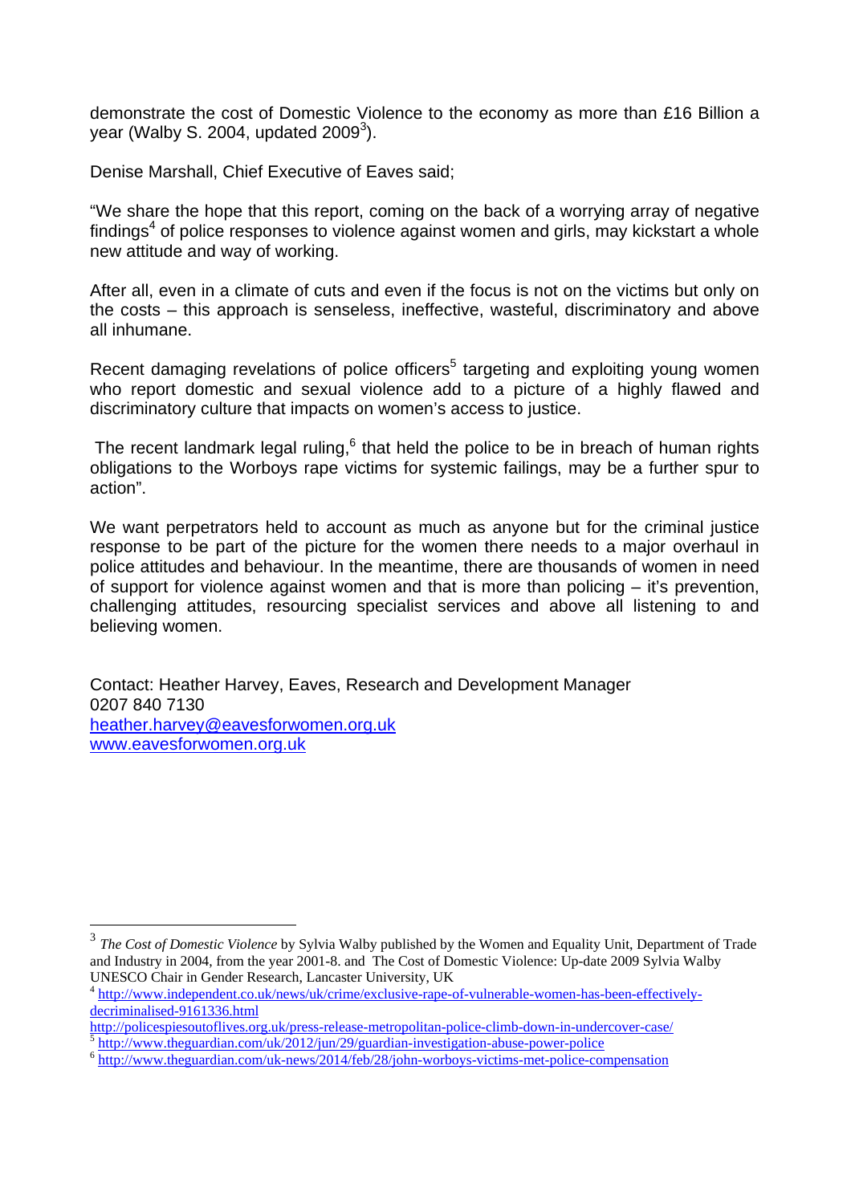demonstrate the cost of Domestic Violence to the economy as more than £16 Billion a year (Walby S. 2004, updated 2009[3]).

Denise Marshall, Chief Executive of Eaves said;

"We share the hope that this report, coming on the back of a worrying array of negative findings[4] of police responses to violence against women and girls, may kickstart a whole new attitude and way of working.

After all, even in a climate of cuts and even if the focus is not on the victims but only on the costs – this approach is senseless, ineffective, wasteful, discriminatory and above all inhumane.

Recent damaging revelations of police officers[5] targeting and exploiting young women who report domestic and sexual violence add to a picture of a highly flawed and discriminatory culture that impacts on women's access to justice.

The recent landmark legal ruling,[6] that held the police to be in breach of human rights obligations to the Worboys rape victims for systemic failings, may be a further spur to action".

We want perpetrators held to account as much as anyone but for the criminal justice response to be part of the picture for the women there needs to a major overhaul in police attitudes and behaviour. In the meantime, there are thousands of women in need of support for violence against women and that is more than policing – it's prevention, challenging attitudes, resourcing specialist services and above all listening to and believing women.

Contact: Heather Harvey, Eaves, Research and Development Manager
0207 840 7130
heather.harvey@eavesforwomen.org.uk
www.eavesforwomen.org.uk

---

[3] *The Cost of Domestic Violence* by Sylvia Walby published by the Women and Equality Unit, Department of Trade and Industry in 2004, from the year 2001-8. and The Cost of Domestic Violence: Up-date 2009 Sylvia Walby UNESCO Chair in Gender Research, Lancaster University, UK

[4] http://www.independent.co.uk/news/uk/crime/exclusive-rape-of-vulnerable-women-has-been-effectively-decriminalised-9161336.html
http://policespiesoutoflives.org.uk/press-release-metropolitan-police-climb-down-in-undercover-case/

[5] http://www.theguardian.com/uk/2012/jun/29/guardian-investigation-abuse-power-police

[6] http://www.theguardian.com/uk-news/2014/feb/28/john-worboys-victims-met-police-compensation